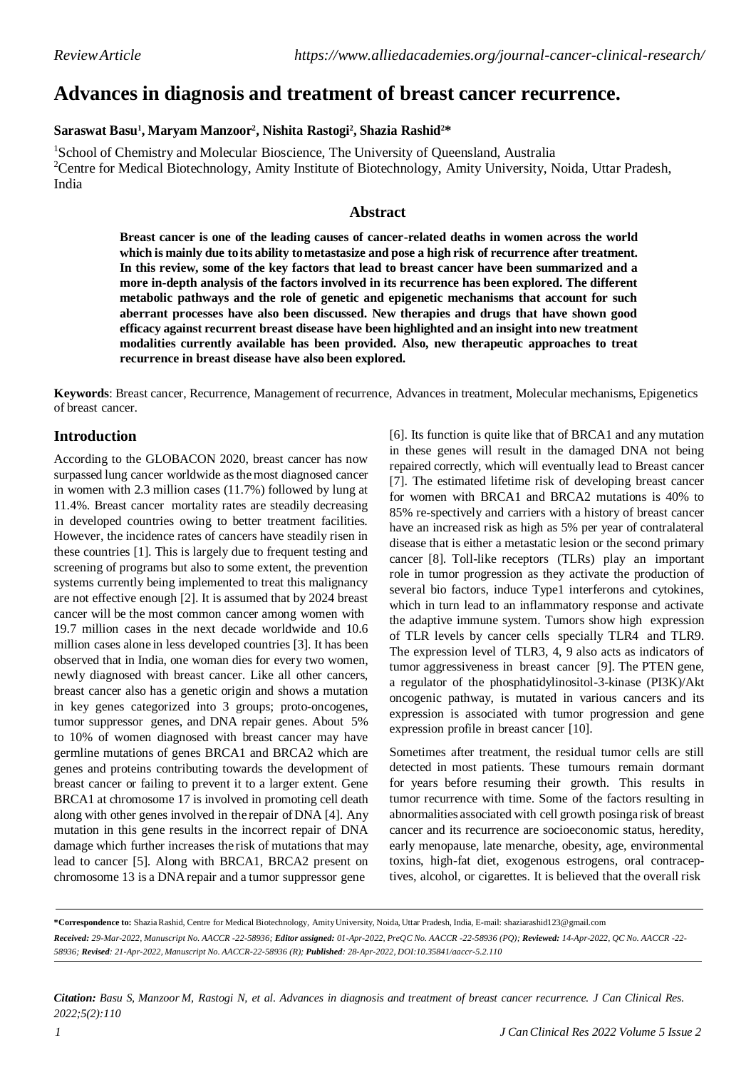Review Article https://www.alliedacademies.org/journal-cancer-clinical-research/

# Advances in diagnosis and treatment of breast cancer recurrence.

**Saraswat Basu[1], Maryam Manzoor[2], Nishita Rastogi[2], Shazia Rashid[2]***

[1]School of Chemistry and Molecular Bioscience, The University of Queensland, Australia
[2]Centre for Medical Biotechnology, Amity Institute of Biotechnology, Amity University, Noida, Uttar Pradesh, India

## Abstract

**Breast cancer is one of the leading causes of cancer-related deaths in women across the world which is mainly due to its ability to metastasize and pose a high risk of recurrence after treatment. In this review, some of the key factors that lead to breast cancer have been summarized and a more in-depth analysis of the factors involved in its recurrence has been explored. The different metabolic pathways and the role of genetic and epigenetic mechanisms that account for such aberrant processes have also been discussed. New therapies and drugs that have shown good efficacy against recurrent breast disease have been highlighted and an insight into new treatment modalities currently available has been provided. Also, new therapeutic approaches to treat recurrence in breast disease have also been explored.**

**Keywords**: Breast cancer, Recurrence, Management of recurrence, Advances in treatment, Molecular mechanisms, Epigenetics of breast cancer.

## Introduction

According to the GLOBACON 2020, breast cancer has now surpassed lung cancer worldwide as the most diagnosed cancer in women with 2.3 million cases (11.7%) followed by lung at 11.4%. Breast cancer mortality rates are steadily decreasing in developed countries owing to better treatment facilities. However, the incidence rates of cancers have steadily risen in these countries [1]. This is largely due to frequent testing and screening of programs but also to some extent, the prevention systems currently being implemented to treat this malignancy are not effective enough [2]. It is assumed that by 2024 breast cancer will be the most common cancer among women with 19.7 million cases in the next decade worldwide and 10.6 million cases alone in less developed countries [3]. It has been observed that in India, one woman dies for every two women, newly diagnosed with breast cancer. Like all other cancers, breast cancer also has a genetic origin and shows a mutation in key genes categorized into 3 groups; proto-oncogenes, tumor suppressor genes, and DNA repair genes. About 5% to 10% of women diagnosed with breast cancer may have germline mutations of genes BRCA1 and BRCA2 which are genes and proteins contributing towards the development of breast cancer or failing to prevent it to a larger extent. Gene BRCA1 at chromosome 17 is involved in promoting cell death along with other genes involved in the repair of DNA [4]. Any mutation in this gene results in the incorrect repair of DNA damage which further increases the risk of mutations that may lead to cancer [5]. Along with BRCA1, BRCA2 present on chromosome 13 is a DNA repair and a tumor suppressor gene [6]. Its function is quite like that of BRCA1 and any mutation in these genes will result in the damaged DNA not being repaired correctly, which will eventually lead to Breast cancer [7]. The estimated lifetime risk of developing breast cancer for women with BRCA1 and BRCA2 mutations is 40% to 85% re-spectively and carriers with a history of breast cancer have an increased risk as high as 5% per year of contralateral disease that is either a metastatic lesion or the second primary cancer [8]. Toll-like receptors (TLRs) play an important role in tumor progression as they activate the production of several bio factors, induce Type1 interferons and cytokines, which in turn lead to an inflammatory response and activate the adaptive immune system. Tumors show high expression of TLR levels by cancer cells specially TLR4 and TLR9. The expression level of TLR3, 4, 9 also acts as indicators of tumor aggressiveness in breast cancer [9]. The PTEN gene, a regulator of the phosphatidylinositol-3-kinase (PI3K)/Akt oncogenic pathway, is mutated in various cancers and its expression is associated with tumor progression and gene expression profile in breast cancer [10].

Sometimes after treatment, the residual tumor cells are still detected in most patients. These tumours remain dormant for years before resuming their growth. This results in tumor recurrence with time. Some of the factors resulting in abnormalities associated with cell growth posinga risk of breast cancer and its recurrence are socioeconomic status, heredity, early menopause, late menarche, obesity, age, environmental toxins, high-fat diet, exogenous estrogens, oral contraceptives, alcohol, or cigarettes. It is believed that the overall risk

**\*Correspondence to:** Shazia Rashid, Centre for Medical Biotechnology, Amity University, Noida, Uttar Pradesh, India, E-mail: shaziarashid123@gmail.com

*Received: 29-Mar-2022, Manuscript No. AACCR -22-58936; Editor assigned: 01-Apr-2022, PreQC No. AACCR -22-58936 (PQ); Reviewed: 14-Apr-2022, QC No. AACCR -22-58936; Revised: 21-Apr-2022, Manuscript No. AACCR-22-58936 (R); Published: 28-Apr-2022, DOI:10.35841/aaccr-5.2.110*

*Citation: Basu S, Manzoor M, Rastogi N, et al. Advances in diagnosis and treatment of breast cancer recurrence. J Can Clinical Res. 2022;5(2):110*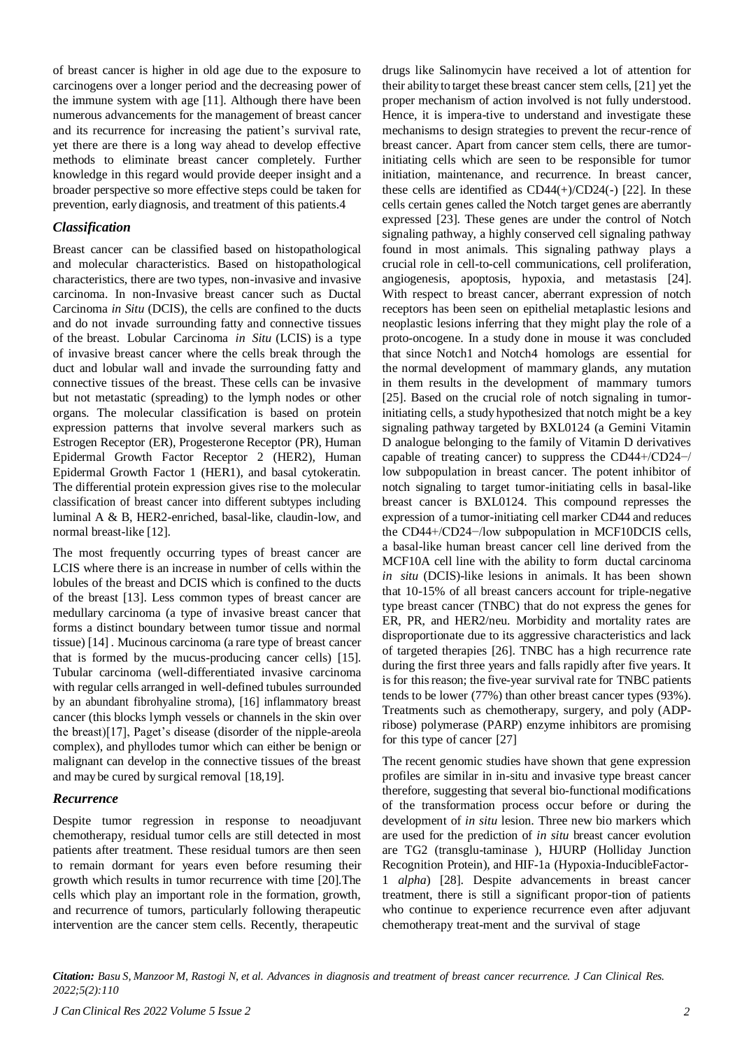of breast cancer is higher in old age due to the exposure to carcinogens over a longer period and the decreasing power of the immune system with age [11]. Although there have been numerous advancements for the management of breast cancer and its recurrence for increasing the patient's survival rate, yet there are there is a long way ahead to develop effective methods to eliminate breast cancer completely. Further knowledge in this regard would provide deeper insight and a broader perspective so more effective steps could be taken for prevention, early diagnosis, and treatment of this patients.4

### *Classification*

Breast cancer can be classified based on histopathological and molecular characteristics. Based on histopathological characteristics, there are two types, non-invasive and invasive carcinoma. In non-Invasive breast cancer such as Ductal Carcinoma *in Situ* (DCIS), the cells are confined to the ducts and do not invade surrounding fatty and connective tissues of the breast. Lobular Carcinoma *in Situ* (LCIS) is a type of invasive breast cancer where the cells break through the duct and lobular wall and invade the surrounding fatty and connective tissues of the breast. These cells can be invasive but not metastatic (spreading) to the lymph nodes or other organs. The molecular classification is based on protein expression patterns that involve several markers such as Estrogen Receptor (ER), Progesterone Receptor (PR), Human Epidermal Growth Factor Receptor 2 (HER2), Human Epidermal Growth Factor 1 (HER1), and basal cytokeratin. The differential protein expression gives rise to the molecular classification of breast cancer into different subtypes including luminal A & B, HER2-enriched, basal-like, claudin-low, and normal breast-like [12].

The most frequently occurring types of breast cancer are LCIS where there is an increase in number of cells within the lobules of the breast and DCIS which is confined to the ducts of the breast [13]. Less common types of breast cancer are medullary carcinoma (a type of invasive breast cancer that forms a distinct boundary between tumor tissue and normal tissue) [14] . Mucinous carcinoma (a rare type of breast cancer that is formed by the mucus-producing cancer cells) [15]. Tubular carcinoma (well-differentiated invasive carcinoma with regular cells arranged in well-defined tubules surrounded by an abundant fibrohyaline stroma), [16] inflammatory breast cancer (this blocks lymph vessels or channels in the skin over the breast)[17], Paget's disease (disorder of the nipple-areola complex), and phyllodes tumor which can either be benign or malignant can develop in the connective tissues of the breast and may be cured by surgical removal [18,19].

### *Recurrence*

Despite tumor regression in response to neoadjuvant chemotherapy, residual tumor cells are still detected in most patients after treatment. These residual tumors are then seen to remain dormant for years even before resuming their growth which results in tumor recurrence with time [20].The cells which play an important role in the formation, growth, and recurrence of tumors, particularly following therapeutic intervention are the cancer stem cells. Recently, therapeutic drugs like Salinomycin have received a lot of attention for their ability to target these breast cancer stem cells, [21] yet the proper mechanism of action involved is not fully understood. Hence, it is impera-tive to understand and investigate these mechanisms to design strategies to prevent the recur-rence of breast cancer. Apart from cancer stem cells, there are tumor-initiating cells which are seen to be responsible for tumor initiation, maintenance, and recurrence. In breast cancer, these cells are identified as CD44(+)/CD24(-) [22]. In these cells certain genes called the Notch target genes are aberrantly expressed [23]. These genes are under the control of Notch signaling pathway, a highly conserved cell signaling pathway found in most animals. This signaling pathway plays a crucial role in cell-to-cell communications, cell proliferation, angiogenesis, apoptosis, hypoxia, and metastasis [24]. With respect to breast cancer, aberrant expression of notch receptors has been seen on epithelial metaplastic lesions and neoplastic lesions inferring that they might play the role of a proto-oncogene. In a study done in mouse it was concluded that since Notch1 and Notch4 homologs are essential for the normal development of mammary glands, any mutation in them results in the development of mammary tumors [25]. Based on the crucial role of notch signaling in tumor-initiating cells, a study hypothesized that notch might be a key signaling pathway targeted by BXL0124 (a Gemini Vitamin D analogue belonging to the family of Vitamin D derivatives capable of treating cancer) to suppress the CD44+/CD24−/low subpopulation in breast cancer. The potent inhibitor of notch signaling to target tumor-initiating cells in basal-like breast cancer is BXL0124. This compound represses the expression of a tumor-initiating cell marker CD44 and reduces the CD44+/CD24−/low subpopulation in MCF10DCIS cells, a basal-like human breast cancer cell line derived from the MCF10A cell line with the ability to form ductal carcinoma *in situ* (DCIS)-like lesions in animals. It has been shown that 10-15% of all breast cancers account for triple-negative type breast cancer (TNBC) that do not express the genes for ER, PR, and HER2/neu. Morbidity and mortality rates are disproportionate due to its aggressive characteristics and lack of targeted therapies [26]. TNBC has a high recurrence rate during the first three years and falls rapidly after five years. It is for this reason; the five-year survival rate for TNBC patients tends to be lower (77%) than other breast cancer types (93%). Treatments such as chemotherapy, surgery, and poly (ADP-ribose) polymerase (PARP) enzyme inhibitors are promising for this type of cancer [27]

The recent genomic studies have shown that gene expression profiles are similar in in-situ and invasive type breast cancer therefore, suggesting that several bio-functional modifications of the transformation process occur before or during the development of *in situ* lesion. Three new bio markers which are used for the prediction of *in situ* breast cancer evolution are TG2 (transglu-taminase ), HJURP (Holliday Junction Recognition Protein), and HIF-1a (Hypoxia-InducibleFactor-1 *alpha*) [28]. Despite advancements in breast cancer treatment, there is still a significant propor-tion of patients who continue to experience recurrence even after adjuvant chemotherapy treat-ment and the survival of stage

*Citation: Basu S, Manzoor M, Rastogi N, et al. Advances in diagnosis and treatment of breast cancer recurrence. J Can Clinical Res. 2022;5(2):110*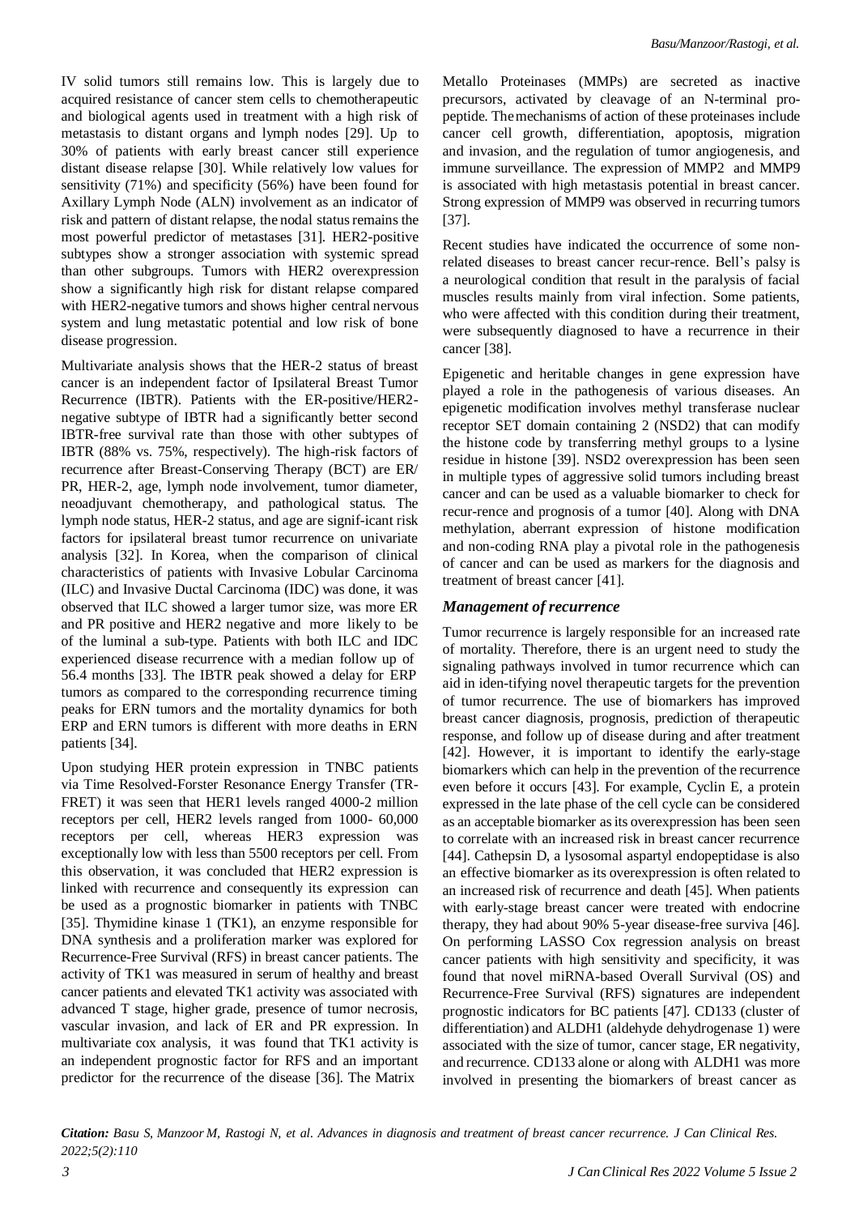IV solid tumors still remains low. This is largely due to acquired resistance of cancer stem cells to chemotherapeutic and biological agents used in treatment with a high risk of metastasis to distant organs and lymph nodes [29]. Up to 30% of patients with early breast cancer still experience distant disease relapse [30]. While relatively low values for sensitivity (71%) and specificity (56%) have been found for Axillary Lymph Node (ALN) involvement as an indicator of risk and pattern of distant relapse, the nodal status remains the most powerful predictor of metastases [31]. HER2-positive subtypes show a stronger association with systemic spread than other subgroups. Tumors with HER2 overexpression show a significantly high risk for distant relapse compared with HER2-negative tumors and shows higher central nervous system and lung metastatic potential and low risk of bone disease progression.

Multivariate analysis shows that the HER-2 status of breast cancer is an independent factor of Ipsilateral Breast Tumor Recurrence (IBTR). Patients with the ER-positive/HER2-negative subtype of IBTR had a significantly better second IBTR-free survival rate than those with other subtypes of IBTR (88% vs. 75%, respectively). The high-risk factors of recurrence after Breast-Conserving Therapy (BCT) are ER/ PR, HER-2, age, lymph node involvement, tumor diameter, neoadjuvant chemotherapy, and pathological status. The lymph node status, HER-2 status, and age are signif-icant risk factors for ipsilateral breast tumor recurrence on univariate analysis [32]. In Korea, when the comparison of clinical characteristics of patients with Invasive Lobular Carcinoma (ILC) and Invasive Ductal Carcinoma (IDC) was done, it was observed that ILC showed a larger tumor size, was more ER and PR positive and HER2 negative and more likely to be of the luminal a sub-type. Patients with both ILC and IDC experienced disease recurrence with a median follow up of 56.4 months [33]. The IBTR peak showed a delay for ERP tumors as compared to the corresponding recurrence timing peaks for ERN tumors and the mortality dynamics for both ERP and ERN tumors is different with more deaths in ERN patients [34].

Upon studying HER protein expression in TNBC patients via Time Resolved-Forster Resonance Energy Transfer (TR-FRET) it was seen that HER1 levels ranged 4000-2 million receptors per cell, HER2 levels ranged from 1000- 60,000 receptors per cell, whereas HER3 expression was exceptionally low with less than 5500 receptors per cell. From this observation, it was concluded that HER2 expression is linked with recurrence and consequently its expression can be used as a prognostic biomarker in patients with TNBC [35]. Thymidine kinase 1 (TK1), an enzyme responsible for DNA synthesis and a proliferation marker was explored for Recurrence-Free Survival (RFS) in breast cancer patients. The activity of TK1 was measured in serum of healthy and breast cancer patients and elevated TK1 activity was associated with advanced T stage, higher grade, presence of tumor necrosis, vascular invasion, and lack of ER and PR expression. In multivariate cox analysis, it was found that TK1 activity is an independent prognostic factor for RFS and an important predictor for the recurrence of the disease [36]. The Matrix Metallo Proteinases (MMPs) are secreted as inactive precursors, activated by cleavage of an N-terminal pro-peptide. The mechanisms of action of these proteinases include cancer cell growth, differentiation, apoptosis, migration and invasion, and the regulation of tumor angiogenesis, and immune surveillance. The expression of MMP2 and MMP9 is associated with high metastasis potential in breast cancer. Strong expression of MMP9 was observed in recurring tumors [37].

Recent studies have indicated the occurrence of some non-related diseases to breast cancer recur-rence. Bell's palsy is a neurological condition that result in the paralysis of facial muscles results mainly from viral infection. Some patients, who were affected with this condition during their treatment, were subsequently diagnosed to have a recurrence in their cancer [38].

Epigenetic and heritable changes in gene expression have played a role in the pathogenesis of various diseases. An epigenetic modification involves methyl transferase nuclear receptor SET domain containing 2 (NSD2) that can modify the histone code by transferring methyl groups to a lysine residue in histone [39]. NSD2 overexpression has been seen in multiple types of aggressive solid tumors including breast cancer and can be used as a valuable biomarker to check for recur-rence and prognosis of a tumor [40]. Along with DNA methylation, aberrant expression of histone modification and non-coding RNA play a pivotal role in the pathogenesis of cancer and can be used as markers for the diagnosis and treatment of breast cancer [41].

### *Management of recurrence*

Tumor recurrence is largely responsible for an increased rate of mortality. Therefore, there is an urgent need to study the signaling pathways involved in tumor recurrence which can aid in iden-tifying novel therapeutic targets for the prevention of tumor recurrence. The use of biomarkers has improved breast cancer diagnosis, prognosis, prediction of therapeutic response, and follow up of disease during and after treatment [42]. However, it is important to identify the early-stage biomarkers which can help in the prevention of the recurrence even before it occurs [43]. For example, Cyclin E, a protein expressed in the late phase of the cell cycle can be considered as an acceptable biomarker as its overexpression has been seen to correlate with an increased risk in breast cancer recurrence [44]. Cathepsin D, a lysosomal aspartyl endopeptidase is also an effective biomarker as its overexpression is often related to an increased risk of recurrence and death [45]. When patients with early-stage breast cancer were treated with endocrine therapy, they had about 90% 5-year disease-free surviva [46]. On performing LASSO Cox regression analysis on breast cancer patients with high sensitivity and specificity, it was found that novel miRNA-based Overall Survival (OS) and Recurrence-Free Survival (RFS) signatures are independent prognostic indicators for BC patients [47]. CD133 (cluster of differentiation) and ALDH1 (aldehyde dehydrogenase 1) were associated with the size of tumor, cancer stage, ER negativity, and recurrence. CD133 alone or along with ALDH1 was more involved in presenting the biomarkers of breast cancer as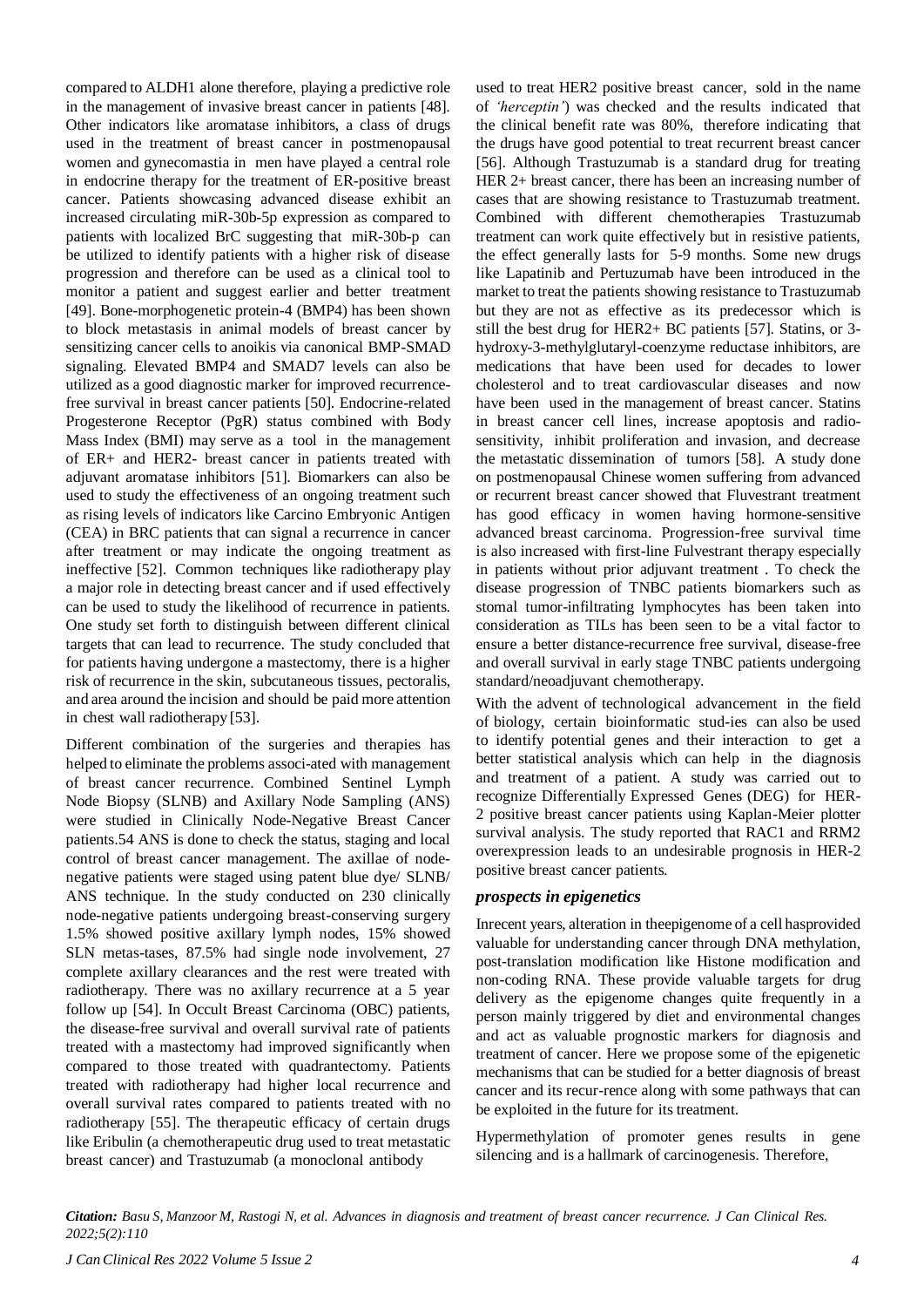compared to ALDH1 alone therefore, playing a predictive role in the management of invasive breast cancer in patients [48]. Other indicators like aromatase inhibitors, a class of drugs used in the treatment of breast cancer in postmenopausal women and gynecomastia in men have played a central role in endocrine therapy for the treatment of ER-positive breast cancer. Patients showcasing advanced disease exhibit an increased circulating miR-30b-5p expression as compared to patients with localized BrC suggesting that miR-30b-p can be utilized to identify patients with a higher risk of disease progression and therefore can be used as a clinical tool to monitor a patient and suggest earlier and better treatment [49]. Bone-morphogenetic protein-4 (BMP4) has been shown to block metastasis in animal models of breast cancer by sensitizing cancer cells to anoikis via canonical BMP-SMAD signaling. Elevated BMP4 and SMAD7 levels can also be utilized as a good diagnostic marker for improved recurrence-free survival in breast cancer patients [50]. Endocrine-related Progesterone Receptor (PgR) status combined with Body Mass Index (BMI) may serve as a tool in the management of ER+ and HER2- breast cancer in patients treated with adjuvant aromatase inhibitors [51]. Biomarkers can also be used to study the effectiveness of an ongoing treatment such as rising levels of indicators like Carcino Embryonic Antigen (CEA) in BRC patients that can signal a recurrence in cancer after treatment or may indicate the ongoing treatment as ineffective [52]. Common techniques like radiotherapy play a major role in detecting breast cancer and if used effectively can be used to study the likelihood of recurrence in patients. One study set forth to distinguish between different clinical targets that can lead to recurrence. The study concluded that for patients having undergone a mastectomy, there is a higher risk of recurrence in the skin, subcutaneous tissues, pectoralis, and area around the incision and should be paid more attention in chest wall radiotherapy [53].

Different combination of the surgeries and therapies has helped to eliminate the problems associ-ated with management of breast cancer recurrence. Combined Sentinel Lymph Node Biopsy (SLNB) and Axillary Node Sampling (ANS) were studied in Clinically Node-Negative Breast Cancer patients.54 ANS is done to check the status, staging and local control of breast cancer management. The axillae of node-negative patients were staged using patent blue dye/ SLNB/ ANS technique. In the study conducted on 230 clinically node-negative patients undergoing breast-conserving surgery 1.5% showed positive axillary lymph nodes, 15% showed SLN metas-tases, 87.5% had single node involvement, 27 complete axillary clearances and the rest were treated with radiotherapy. There was no axillary recurrence at a 5 year follow up [54]. In Occult Breast Carcinoma (OBC) patients, the disease-free survival and overall survival rate of patients treated with a mastectomy had improved significantly when compared to those treated with quadrantectomy. Patients treated with radiotherapy had higher local recurrence and overall survival rates compared to patients treated with no radiotherapy [55]. The therapeutic efficacy of certain drugs like Eribulin (a chemotherapeutic drug used to treat metastatic breast cancer) and Trastuzumab (a monoclonal antibody used to treat HER2 positive breast cancer, sold in the name of *'herceptin'*) was checked and the results indicated that the clinical benefit rate was 80%, therefore indicating that the drugs have good potential to treat recurrent breast cancer [56]. Although Trastuzumab is a standard drug for treating HER 2+ breast cancer, there has been an increasing number of cases that are showing resistance to Trastuzumab treatment. Combined with different chemotherapies Trastuzumab treatment can work quite effectively but in resistive patients, the effect generally lasts for 5-9 months. Some new drugs like Lapatinib and Pertuzumab have been introduced in the market to treat the patients showing resistance to Trastuzumab but they are not as effective as its predecessor which is still the best drug for HER2+ BC patients [57]. Statins, or 3-hydroxy-3-methylglutaryl-coenzyme reductase inhibitors, are medications that have been used for decades to lower cholesterol and to treat cardiovascular diseases and now have been used in the management of breast cancer. Statins in breast cancer cell lines, increase apoptosis and radio-sensitivity, inhibit proliferation and invasion, and decrease the metastatic dissemination of tumors [58]. A study done on postmenopausal Chinese women suffering from advanced or recurrent breast cancer showed that Fluvestrant treatment has good efficacy in women having hormone-sensitive advanced breast carcinoma. Progression-free survival time is also increased with first-line Fulvestrant therapy especially in patients without prior adjuvant treatment . To check the disease progression of TNBC patients biomarkers such as stomal tumor-infiltrating lymphocytes has been taken into consideration as TILs has been seen to be a vital factor to ensure a better distance-recurrence free survival, disease-free and overall survival in early stage TNBC patients undergoing standard/neoadjuvant chemotherapy.

With the advent of technological advancement in the field of biology, certain bioinformatic stud-ies can also be used to identify potential genes and their interaction to get a better statistical analysis which can help in the diagnosis and treatment of a patient. A study was carried out to recognize Differentially Expressed Genes (DEG) for HER-2 positive breast cancer patients using Kaplan-Meier plotter survival analysis. The study reported that RAC1 and RRM2 overexpression leads to an undesirable prognosis in HER-2 positive breast cancer patients.

### *prospects in epigenetics*

Inrecent years, alteration in theepigenome of a cell hasprovided valuable for understanding cancer through DNA methylation, post-translation modification like Histone modification and non-coding RNA. These provide valuable targets for drug delivery as the epigenome changes quite frequently in a person mainly triggered by diet and environmental changes and act as valuable prognostic markers for diagnosis and treatment of cancer. Here we propose some of the epigenetic mechanisms that can be studied for a better diagnosis of breast cancer and its recur-rence along with some pathways that can be exploited in the future for its treatment.

Hypermethylation of promoter genes results in gene silencing and is a hallmark of carcinogenesis. Therefore,

*Citation: Basu S, Manzoor M, Rastogi N, et al. Advances in diagnosis and treatment of breast cancer recurrence. J Can Clinical Res. 2022;5(2):110*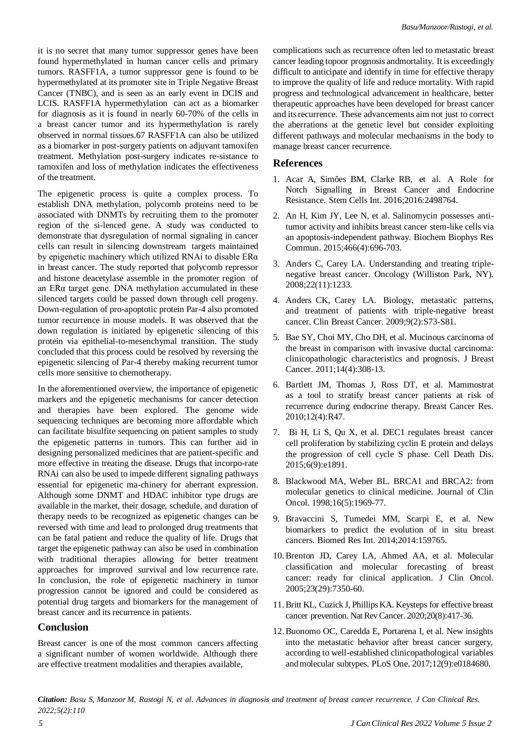it is no secret that many tumor suppressor genes have been found hypermethylated in human cancer cells and primary tumors. RASFF1A, a tumor suppressor gene is found to be hypermethylated at its promoter site in Triple Negative Breast Cancer (TNBC), and is seen as an early event in DCIS and LCIS. RASFF1A hypermethylation can act as a biomarker for diagnosis as it is found in nearly 60-70% of the cells in a breast cancer tumor and its hypermethylation is rarely observed in normal tissues.67 RASFF1A can also be utilized as a biomarker in post-surgery patients on adjuvant tamoxifen treatment. Methylation post-surgery indicates re-sistance to tamoxifen and loss of methylation indicates the effectiveness of the treatment.

The epigenetic process is quite a complex process. To establish DNA methylation, polycomb proteins need to be associated with DNMTs by recruiting them to the promoter region of the si-lenced gene. A study was conducted to demonstrate that dysregulation of normal signaling in cancer cells can result in silencing downstream targets maintained by epigenetic machinery which utilized RNAi to disable ERα in breast cancer. The study reported that polycomb repressor and histone deacetylase assemble in the promoter region of an ERα target gene. DNA methylation accumulated in these silenced targets could be passed down through cell progeny. Down-regulation of pro-apoptotic protein Par-4 also promoted tumor recurrence in mouse models. It was observed that the down regulation is initiated by epigenetic silencing of this protein via epithelial-to-mesenchymal transition. The study concluded that this process could be resolved by reversing the epigenetic silencing of Par-4 thereby making recurrent tumor cells more sensitive to chemotherapy.

In the aforementioned overview, the importance of epigenetic markers and the epigenetic mechanisms for cancer detection and therapies have been explored. The genome wide sequencing techniques are becoming more affordable which can facilitate bisulfite sequencing on patient samples to study the epigenetic patterns in tumors. This can further aid in designing personalized medicines that are patient-specific and more effective in treating the disease. Drugs that incorpo-rate RNAi can also be used to impede different signaling pathways essential for epigenetic ma-chinery for aberrant expression. Although some DNMT and HDAC inhibitor type drugs are available in the market, their dosage, schedule, and duration of therapy needs to be recognized as epigenetic changes can be reversed with time and lead to prolonged drug treatments that can be fatal patient and reduce the quality of life. Drugs that target the epigenetic pathway can also be used in combination with traditional therapies allowing for better treatment approaches for improved survival and low recurrence rate. In conclusion, the role of epigenetic machinery in tumor progression cannot be ignored and could be considered as potential drug targets and biomarkers for the management of breast cancer and its recurrence in patients.

## Conclusion

Breast cancer is one of the most common cancers affecting a significant number of women worldwide. Although there are effective treatment modalities and therapies available, complications such as recurrence often led to metastatic breast cancer leading topoor prognosis andmortality. It is exceedingly difficult to anticipate and identify in time for effective therapy to improve the quality of life and reduce mortality. With rapid progress and technological advancement in healthcare, better therapeutic approaches have been developed for breast cancer and its recurrence. These advancements aim not just to correct the aberrations at the genetic level but consider exploiting different pathways and molecular mechanisms in the body to manage breast cancer recurrence.

## References

1. Acar A, Simões BM, Clarke RB, et al. A Role for Notch Signalling in Breast Cancer and Endocrine Resistance. Stem Cells Int. 2016;2016:2498764.
2. An H, Kim JY, Lee N, et al. Salinomycin possesses anti-tumor activity and inhibits breast cancer stem-like cells via an apoptosis-independent pathway. Biochem Biophys Res Commun. 2015;466(4):696-703.
3. Anders C, Carey LA. Understanding and treating triple-negative breast cancer. Oncology (Williston Park, NY). 2008;22(11):1233.
4. Anders CK, Carey LA. Biology, metastatic patterns, and treatment of patients with triple-negative breast cancer. Clin Breast Cancer. 2009;9(2):S73-S81.
5. Bae SY, Choi MY, Cho DH, et al. Mucinous carcinoma of the breast in comparison with invasive ductal carcinoma: clinicopathologic characteristics and prognosis. J Breast Cancer. 2011;14(4):308-13.
6. Bartlett JM, Thomas J, Ross DT, et al. Mammostrat as a tool to stratify breast cancer patients at risk of recurrence during endocrine therapy. Breast Cancer Res. 2010;12(4):R47.
7. Bi H, Li S, Qu X, et al. DEC1 regulates breast cancer cell proliferation by stabilizing cyclin E protein and delays the progression of cell cycle S phase. Cell Death Dis. 2015;6(9):e1891.
8. Blackwood MA, Weber BL. BRCA1 and BRCA2: from molecular genetics to clinical medicine. Journal of Clin Oncol. 1998;16(5):1969-77.
9. Bravaccini S, Tumedei MM, Scarpi E, et al. New biomarkers to predict the evolution of in situ breast cancers. Biomed Res Int. 2014;2014:159765.
10. Brenton JD, Carey LA, Ahmed AA, et al. Molecular classification and molecular forecasting of breast cancer: ready for clinical application. J Clin Oncol. 2005;23(29):7350-60.
11. Britt KL, Cuzick J, Phillips KA. Keysteps for effective breast cancer prevention. Nat Rev Cancer. 2020;20(8):417-36.
12. Buonomo OC, Caredda E, Portarena I, et al. New insights into the metastatic behavior after breast cancer surgery, according to well-established clinicopathological variables and molecular subtypes. PLoS One. 2017;12(9):e0184680.

*Citation: Basu S, Manzoor M, Rastogi N, et al. Advances in diagnosis and treatment of breast cancer recurrence. J Can Clinical Res. 2022;5(2):110*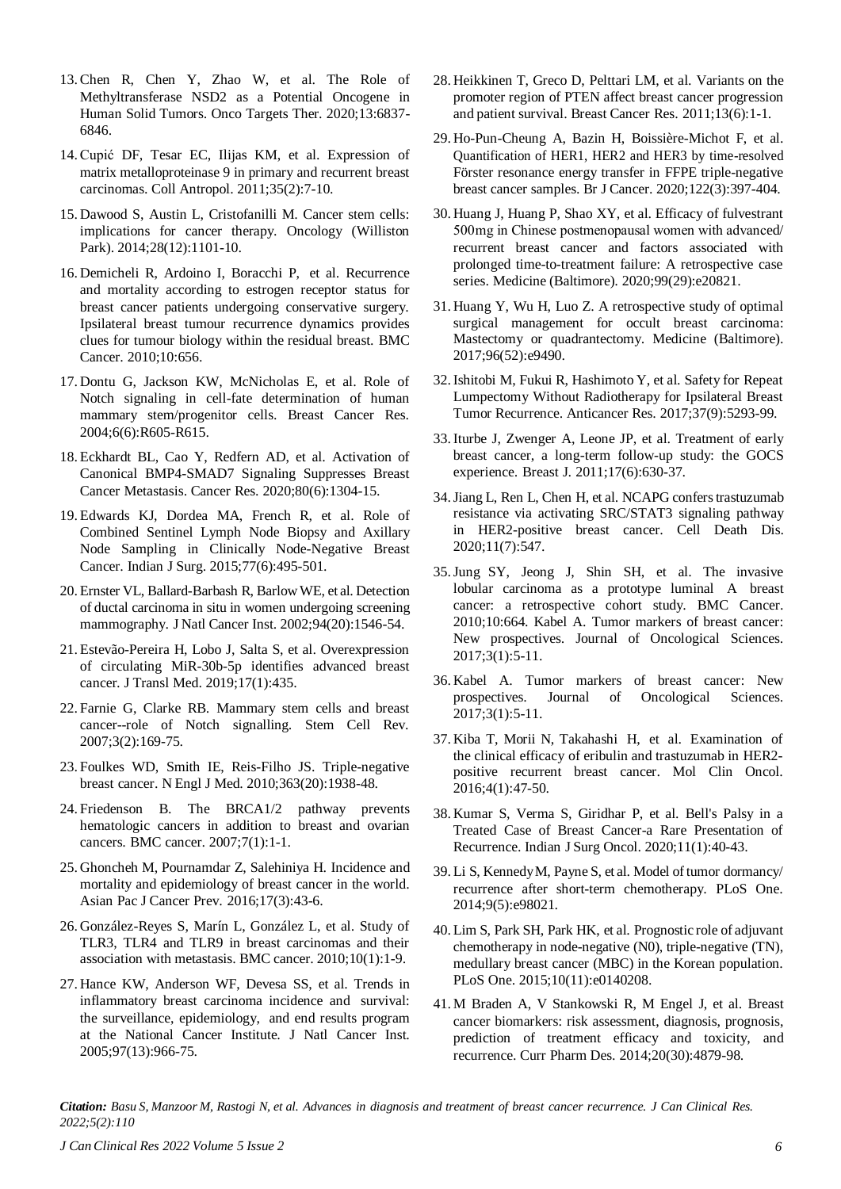13. Chen R, Chen Y, Zhao W, et al. The Role of Methyltransferase NSD2 as a Potential Oncogene in Human Solid Tumors. Onco Targets Ther. 2020;13:6837-6846.
14. Cupić DF, Tesar EC, Ilijas KM, et al. Expression of matrix metalloproteinase 9 in primary and recurrent breast carcinomas. Coll Antropol. 2011;35(2):7-10.
15. Dawood S, Austin L, Cristofanilli M. Cancer stem cells: implications for cancer therapy. Oncology (Williston Park). 2014;28(12):1101-10.
16. Demicheli R, Ardoino I, Boracchi P, et al. Recurrence and mortality according to estrogen receptor status for breast cancer patients undergoing conservative surgery. Ipsilateral breast tumour recurrence dynamics provides clues for tumour biology within the residual breast. BMC Cancer. 2010;10:656.
17. Dontu G, Jackson KW, McNicholas E, et al. Role of Notch signaling in cell-fate determination of human mammary stem/progenitor cells. Breast Cancer Res. 2004;6(6):R605-R615.
18. Eckhardt BL, Cao Y, Redfern AD, et al. Activation of Canonical BMP4-SMAD7 Signaling Suppresses Breast Cancer Metastasis. Cancer Res. 2020;80(6):1304-15.
19. Edwards KJ, Dordea MA, French R, et al. Role of Combined Sentinel Lymph Node Biopsy and Axillary Node Sampling in Clinically Node-Negative Breast Cancer. Indian J Surg. 2015;77(6):495-501.
20. Ernster VL, Ballard-Barbash R, Barlow WE, et al. Detection of ductal carcinoma in situ in women undergoing screening mammography. J Natl Cancer Inst. 2002;94(20):1546-54.
21. Estevão-Pereira H, Lobo J, Salta S, et al. Overexpression of circulating MiR-30b-5p identifies advanced breast cancer. J Transl Med. 2019;17(1):435.
22. Farnie G, Clarke RB. Mammary stem cells and breast cancer--role of Notch signalling. Stem Cell Rev. 2007;3(2):169-75.
23. Foulkes WD, Smith IE, Reis-Filho JS. Triple-negative breast cancer. N Engl J Med. 2010;363(20):1938-48.
24. Friedenson B. The BRCA1/2 pathway prevents hematologic cancers in addition to breast and ovarian cancers. BMC cancer. 2007;7(1):1-1.
25. Ghoncheh M, Pournamdar Z, Salehiniya H. Incidence and mortality and epidemiology of breast cancer in the world. Asian Pac J Cancer Prev. 2016;17(3):43-6.
26. González-Reyes S, Marín L, González L, et al. Study of TLR3, TLR4 and TLR9 in breast carcinomas and their association with metastasis. BMC cancer. 2010;10(1):1-9.
27. Hance KW, Anderson WF, Devesa SS, et al. Trends in inflammatory breast carcinoma incidence and survival: the surveillance, epidemiology, and end results program at the National Cancer Institute. J Natl Cancer Inst. 2005;97(13):966-75.
28. Heikkinen T, Greco D, Pelttari LM, et al. Variants on the promoter region of PTEN affect breast cancer progression and patient survival. Breast Cancer Res. 2011;13(6):1-1.
29. Ho-Pun-Cheung A, Bazin H, Boissière-Michot F, et al. Quantification of HER1, HER2 and HER3 by time-resolved Förster resonance energy transfer in FFPE triple-negative breast cancer samples. Br J Cancer. 2020;122(3):397-404.
30. Huang J, Huang P, Shao XY, et al. Efficacy of fulvestrant 500mg in Chinese postmenopausal women with advanced/recurrent breast cancer and factors associated with prolonged time-to-treatment failure: A retrospective case series. Medicine (Baltimore). 2020;99(29):e20821.
31. Huang Y, Wu H, Luo Z. A retrospective study of optimal surgical management for occult breast carcinoma: Mastectomy or quadrantectomy. Medicine (Baltimore). 2017;96(52):e9490.
32. Ishitobi M, Fukui R, Hashimoto Y, et al. Safety for Repeat Lumpectomy Without Radiotherapy for Ipsilateral Breast Tumor Recurrence. Anticancer Res. 2017;37(9):5293-99.
33. Iturbe J, Zwenger A, Leone JP, et al. Treatment of early breast cancer, a long-term follow-up study: the GOCS experience. Breast J. 2011;17(6):630-37.
34. Jiang L, Ren L, Chen H, et al. NCAPG confers trastuzumab resistance via activating SRC/STAT3 signaling pathway in HER2-positive breast cancer. Cell Death Dis. 2020;11(7):547.
35. Jung SY, Jeong J, Shin SH, et al. The invasive lobular carcinoma as a prototype luminal A breast cancer: a retrospective cohort study. BMC Cancer. 2010;10:664. Kabel A. Tumor markers of breast cancer: New prospectives. Journal of Oncological Sciences. 2017;3(1):5-11.
36. Kabel A. Tumor markers of breast cancer: New prospectives. Journal of Oncological Sciences. 2017;3(1):5-11.
37. Kiba T, Morii N, Takahashi H, et al. Examination of the clinical efficacy of eribulin and trastuzumab in HER2-positive recurrent breast cancer. Mol Clin Oncol. 2016;4(1):47-50.
38. Kumar S, Verma S, Giridhar P, et al. Bell's Palsy in a Treated Case of Breast Cancer-a Rare Presentation of Recurrence. Indian J Surg Oncol. 2020;11(1):40-43.
39. Li S, Kennedy M, Payne S, et al. Model of tumor dormancy/recurrence after short-term chemotherapy. PLoS One. 2014;9(5):e98021.
40. Lim S, Park SH, Park HK, et al. Prognostic role of adjuvant chemotherapy in node-negative (N0), triple-negative (TN), medullary breast cancer (MBC) in the Korean population. PLoS One. 2015;10(11):e0140208.
41. M Braden A, V Stankowski R, M Engel J, et al. Breast cancer biomarkers: risk assessment, diagnosis, prognosis, prediction of treatment efficacy and toxicity, and recurrence. Curr Pharm Des. 2014;20(30):4879-98.

***Citation:*** *Basu S, Manzoor M, Rastogi N, et al. Advances in diagnosis and treatment of breast cancer recurrence. J Can Clinical Res. 2022;5(2):110*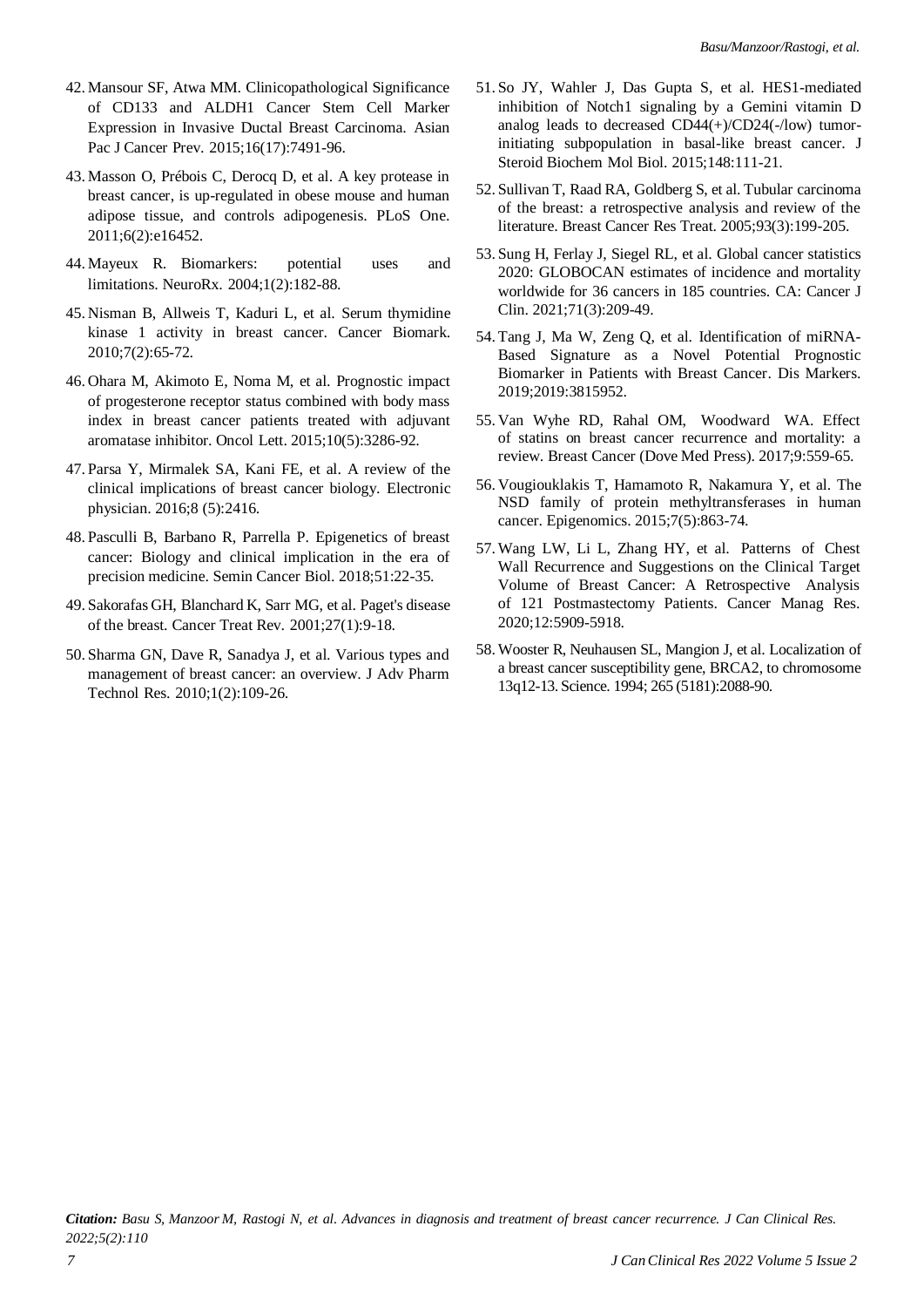42. Mansour SF, Atwa MM. Clinicopathological Significance of CD133 and ALDH1 Cancer Stem Cell Marker Expression in Invasive Ductal Breast Carcinoma. Asian Pac J Cancer Prev. 2015;16(17):7491-96.

43. Masson O, Prébois C, Derocq D, et al. A key protease in breast cancer, is up-regulated in obese mouse and human adipose tissue, and controls adipogenesis. PLoS One. 2011;6(2):e16452.

44. Mayeux R. Biomarkers: potential uses and limitations. NeuroRx. 2004;1(2):182-88.

45. Nisman B, Allweis T, Kaduri L, et al. Serum thymidine kinase 1 activity in breast cancer. Cancer Biomark. 2010;7(2):65-72.

46. Ohara M, Akimoto E, Noma M, et al. Prognostic impact of progesterone receptor status combined with body mass index in breast cancer patients treated with adjuvant aromatase inhibitor. Oncol Lett. 2015;10(5):3286-92.

47. Parsa Y, Mirmalek SA, Kani FE, et al. A review of the clinical implications of breast cancer biology. Electronic physician. 2016;8 (5):2416.

48. Pasculli B, Barbano R, Parrella P. Epigenetics of breast cancer: Biology and clinical implication in the era of precision medicine. Semin Cancer Biol. 2018;51:22-35.

49. Sakorafas GH, Blanchard K, Sarr MG, et al. Paget's disease of the breast. Cancer Treat Rev. 2001;27(1):9-18.

50. Sharma GN, Dave R, Sanadya J, et al. Various types and management of breast cancer: an overview. J Adv Pharm Technol Res. 2010;1(2):109-26.

51. So JY, Wahler J, Das Gupta S, et al. HES1-mediated inhibition of Notch1 signaling by a Gemini vitamin D analog leads to decreased CD44(+)/CD24(-/low) tumor-initiating subpopulation in basal-like breast cancer. J Steroid Biochem Mol Biol. 2015;148:111-21.

52. Sullivan T, Raad RA, Goldberg S, et al. Tubular carcinoma of the breast: a retrospective analysis and review of the literature. Breast Cancer Res Treat. 2005;93(3):199-205.

53. Sung H, Ferlay J, Siegel RL, et al. Global cancer statistics 2020: GLOBOCAN estimates of incidence and mortality worldwide for 36 cancers in 185 countries. CA: Cancer J Clin. 2021;71(3):209-49.

54. Tang J, Ma W, Zeng Q, et al. Identification of miRNA-Based Signature as a Novel Potential Prognostic Biomarker in Patients with Breast Cancer. Dis Markers. 2019;2019:3815952.

55. Van Wyhe RD, Rahal OM, Woodward WA. Effect of statins on breast cancer recurrence and mortality: a review. Breast Cancer (Dove Med Press). 2017;9:559-65.

56. Vougiouklakis T, Hamamoto R, Nakamura Y, et al. The NSD family of protein methyltransferases in human cancer. Epigenomics. 2015;7(5):863-74.

57. Wang LW, Li L, Zhang HY, et al. Patterns of Chest Wall Recurrence and Suggestions on the Clinical Target Volume of Breast Cancer: A Retrospective Analysis of 121 Postmastectomy Patients. Cancer Manag Res. 2020;12:5909-5918.

58. Wooster R, Neuhausen SL, Mangion J, et al. Localization of a breast cancer susceptibility gene, BRCA2, to chromosome 13q12-13. Science. 1994; 265 (5181):2088-90.

***Citation:*** *Basu S, Manzoor M, Rastogi N, et al. Advances in diagnosis and treatment of breast cancer recurrence. J Can Clinical Res. 2022;5(2):110*